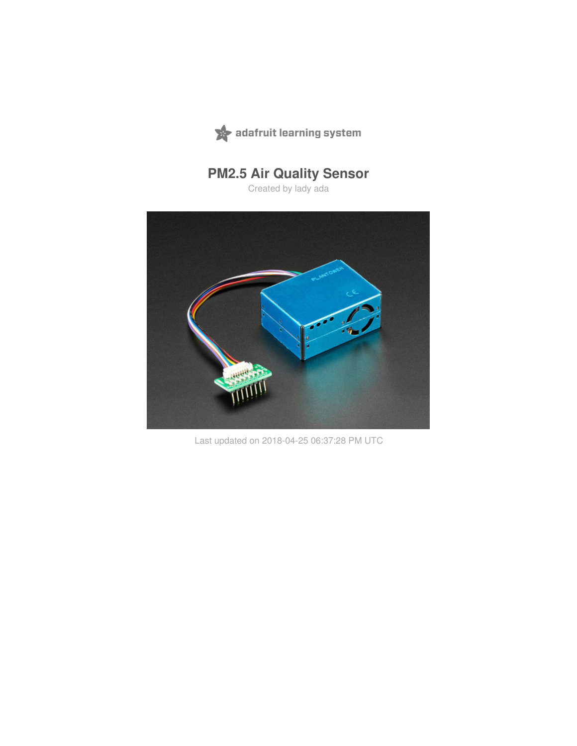adafruit learning system

# PM2.5 Air Quality Sensor

Created by lady ada

Last updated on 2018-04-25 06:37:28 PM UTC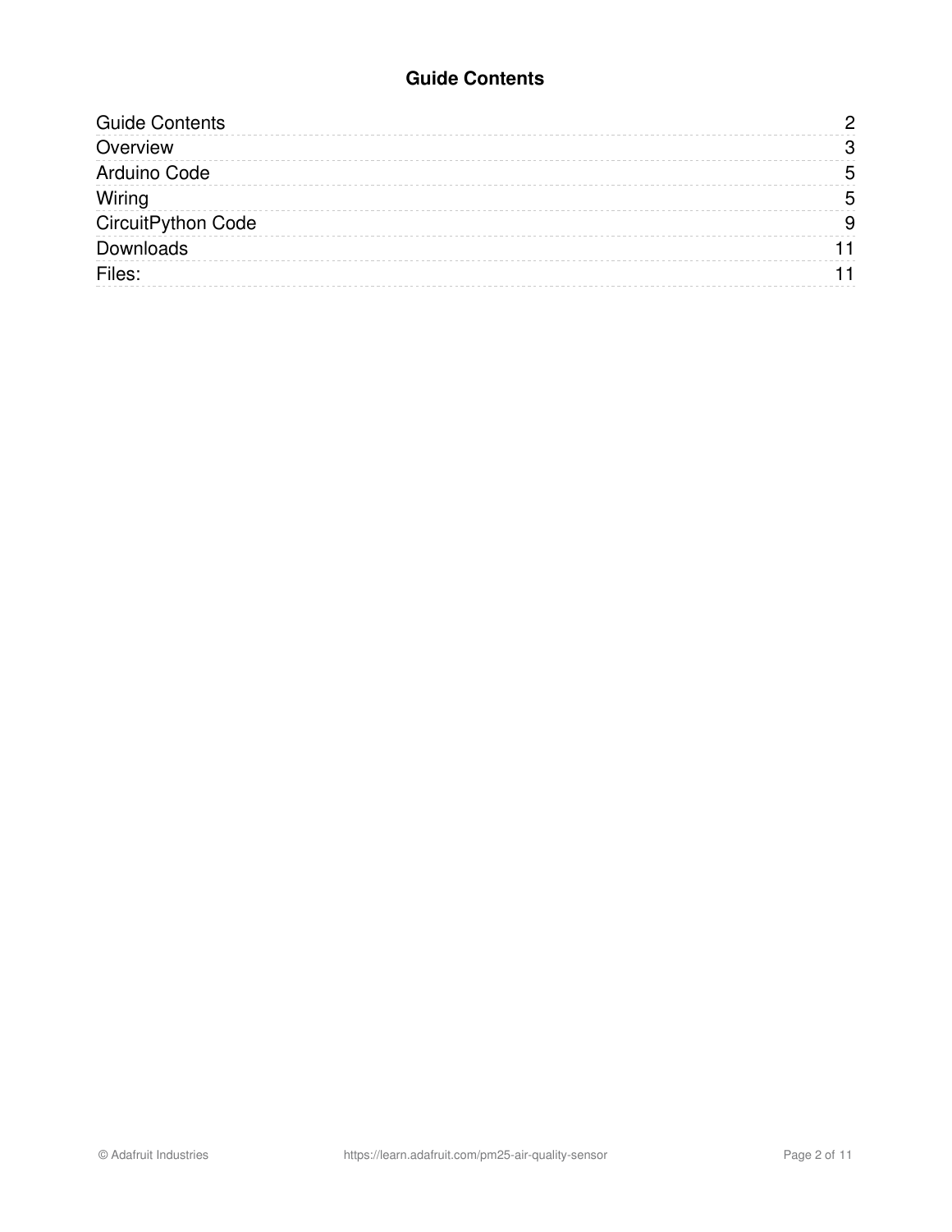# Guide Contents

| | |
|---|---|
| Guide Contents | 2 |
| Overview | 3 |
| Arduino Code | 5 |
| Wiring | 5 |
| CircuitPython Code | 9 |
| Downloads | 11 |
| Files: | 11 |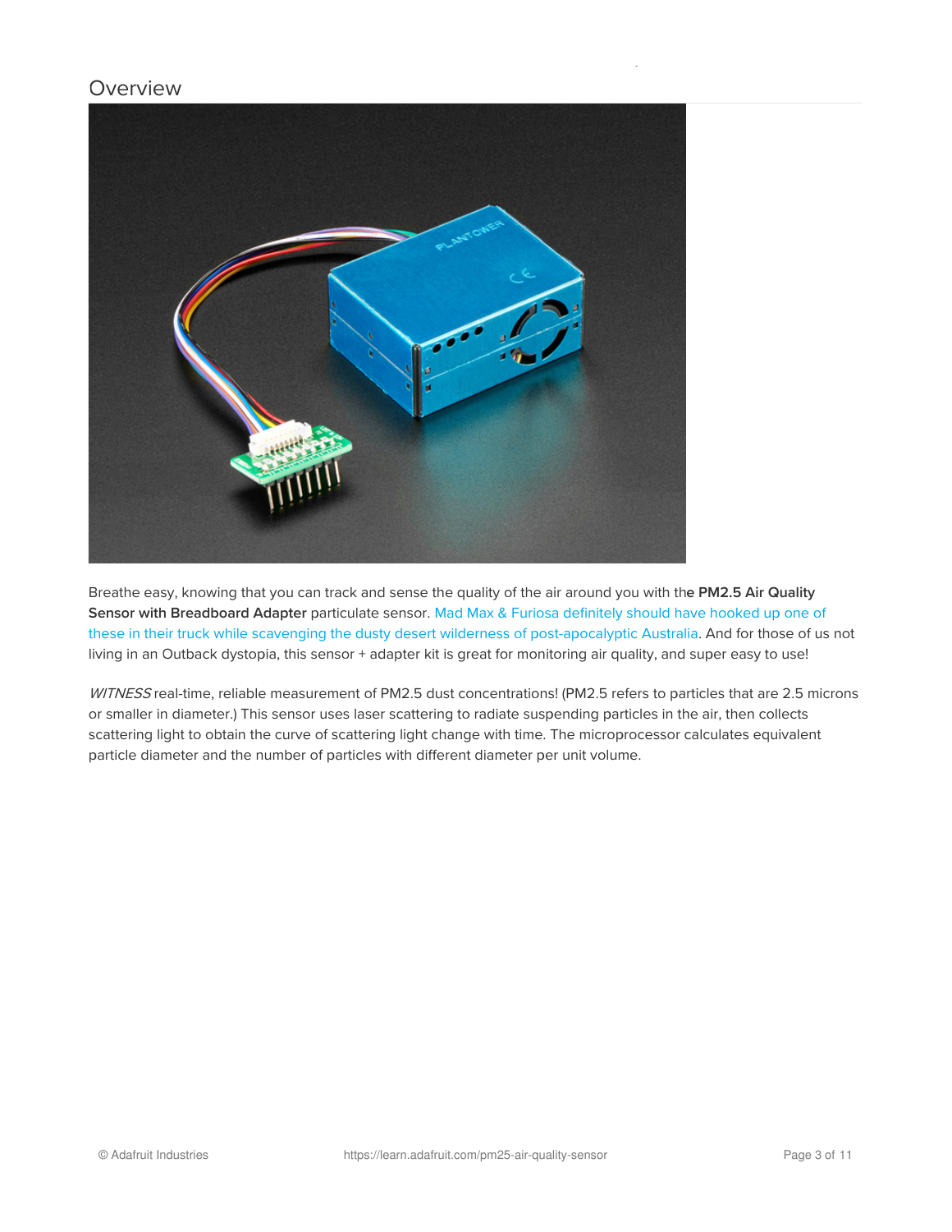## Overview

Breathe easy, knowing that you can track and sense the quality of the air around you with the **PM2.5 Air Quality Sensor with Breadboard Adapter** particulate sensor. Mad Max & Furiosa definitely should have hooked up one of these in their truck while scavenging the dusty desert wilderness of post-apocalyptic Australia. And for those of us not living in an Outback dystopia, this sensor + adapter kit is great for monitoring air quality, and super easy to use!

*WITNESS* real-time, reliable measurement of PM2.5 dust concentrations! (PM2.5 refers to particles that are 2.5 microns or smaller in diameter.) This sensor uses laser scattering to radiate suspending particles in the air, then collects scattering light to obtain the curve of scattering light change with time. The microprocessor calculates equivalent particle diameter and the number of particles with different diameter per unit volume.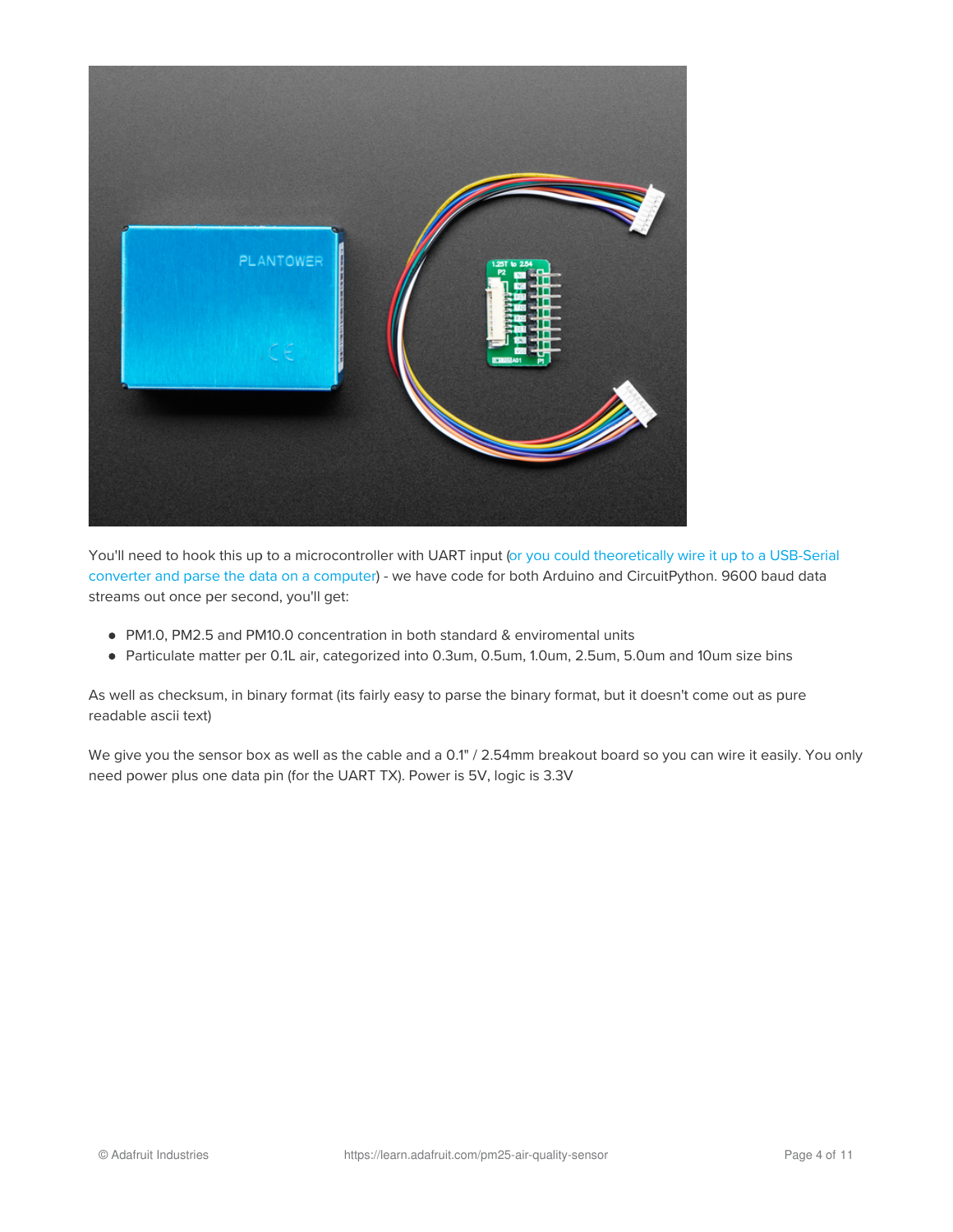You'll need to hook this up to a microcontroller with UART input (or you could theoretically wire it up to a USB-Serial converter and parse the data on a computer) - we have code for both Arduino and CircuitPython. 9600 baud data streams out once per second, you'll get:

- PM1.0, PM2.5 and PM10.0 concentration in both standard & enviromental units
- Particulate matter per 0.1L air, categorized into 0.3um, 0.5um, 1.0um, 2.5um, 5.0um and 10um size bins

As well as checksum, in binary format (its fairly easy to parse the binary format, but it doesn't come out as pure readable ascii text)

We give you the sensor box as well as the cable and a 0.1" / 2.54mm breakout board so you can wire it easily. You only need power plus one data pin (for the UART TX). Power is 5V, logic is 3.3V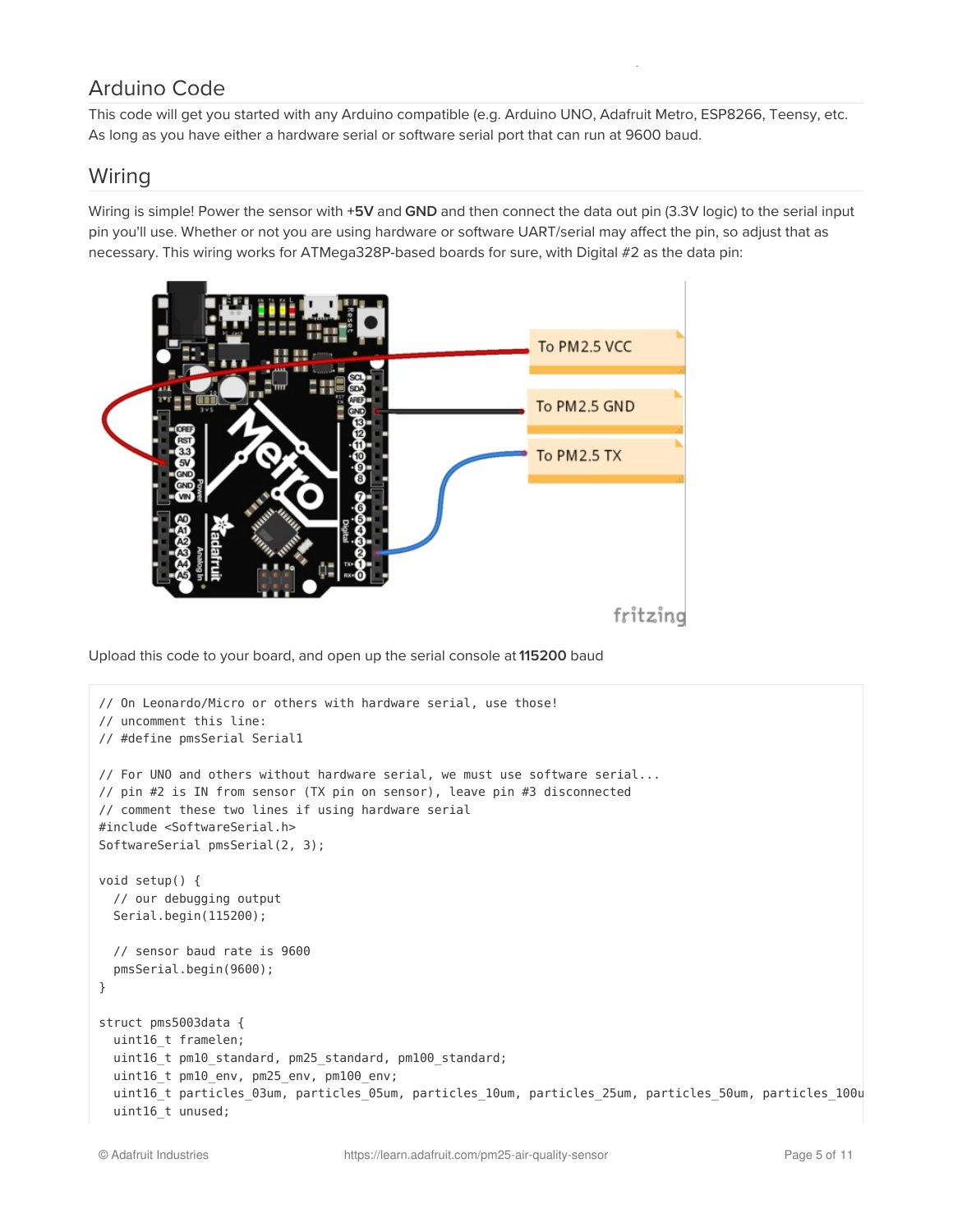## Arduino Code

This code will get you started with any Arduino compatible (e.g. Arduino UNO, Adafruit Metro, ESP8266, Teensy, etc. As long as you have either a hardware serial or software serial port that can run at 9600 baud.

## Wiring

Wiring is simple! Power the sensor with **+5V** and **GND** and then connect the data out pin (3.3V logic) to the serial input pin you'll use. Whether or not you are using hardware or software UART/serial may affect the pin, so adjust that as necessary. This wiring works for ATMega328P-based boards for sure, with Digital #2 as the data pin:

Upload this code to your board, and open up the serial console at **115200** baud

```
// On Leonardo/Micro or others with hardware serial, use those!
// uncomment this line:
// #define pmsSerial Serial1

// For UNO and others without hardware serial, we must use software serial...
// pin #2 is IN from sensor (TX pin on sensor), leave pin #3 disconnected
// comment these two lines if using hardware serial
#include <SoftwareSerial.h>
SoftwareSerial pmsSerial(2, 3);

void setup() {
  // our debugging output
  Serial.begin(115200);

  // sensor baud rate is 9600
  pmsSerial.begin(9600);
}

struct pms5003data {
  uint16_t framelen;
  uint16_t pm10_standard, pm25_standard, pm100_standard;
  uint16_t pm10_env, pm25_env, pm100_env;
  uint16_t particles_03um, particles_05um, particles_10um, particles_25um, particles_50um, particles_100u
  uint16_t unused;
```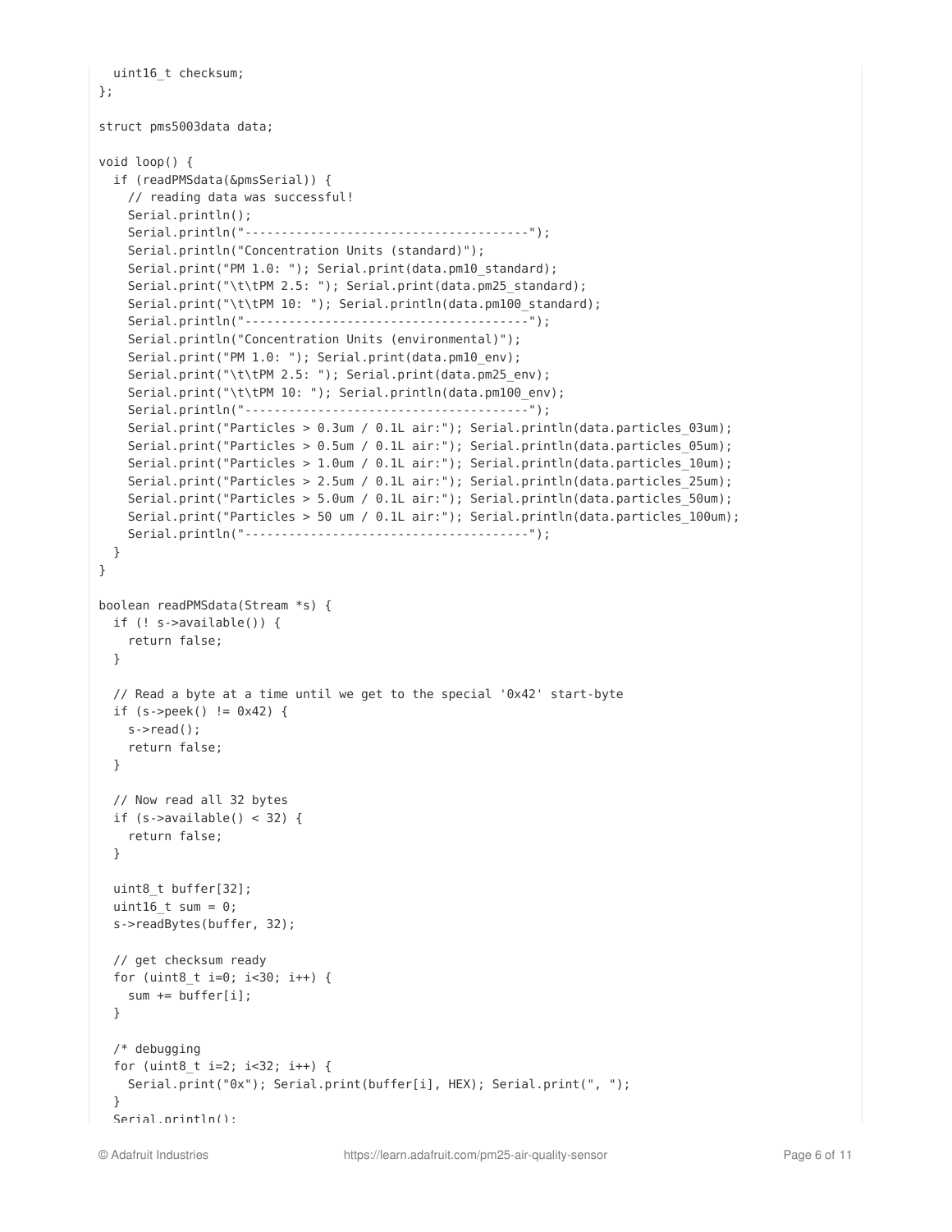```
  uint16_t checksum;
};

struct pms5003data data;

void loop() {
  if (readPMSdata(&pmsSerial)) {
    // reading data was successful!
    Serial.println();
    Serial.println("---------------------------------------");
    Serial.println("Concentration Units (standard)");
    Serial.print("PM 1.0: "); Serial.print(data.pm10_standard);
    Serial.print("\t\tPM 2.5: "); Serial.print(data.pm25_standard);
    Serial.print("\t\tPM 10: "); Serial.println(data.pm100_standard);
    Serial.println("---------------------------------------");
    Serial.println("Concentration Units (environmental)");
    Serial.print("PM 1.0: "); Serial.print(data.pm10_env);
    Serial.print("\t\tPM 2.5: "); Serial.print(data.pm25_env);
    Serial.print("\t\tPM 10: "); Serial.println(data.pm100_env);
    Serial.println("---------------------------------------");
    Serial.print("Particles > 0.3um / 0.1L air:"); Serial.println(data.particles_03um);
    Serial.print("Particles > 0.5um / 0.1L air:"); Serial.println(data.particles_05um);
    Serial.print("Particles > 1.0um / 0.1L air:"); Serial.println(data.particles_10um);
    Serial.print("Particles > 2.5um / 0.1L air:"); Serial.println(data.particles_25um);
    Serial.print("Particles > 5.0um / 0.1L air:"); Serial.println(data.particles_50um);
    Serial.print("Particles > 50 um / 0.1L air:"); Serial.println(data.particles_100um);
    Serial.println("---------------------------------------");
  }
}

boolean readPMSdata(Stream *s) {
  if (! s->available()) {
    return false;
  }

  // Read a byte at a time until we get to the special '0x42' start-byte
  if (s->peek() != 0x42) {
    s->read();
    return false;
  }

  // Now read all 32 bytes
  if (s->available() < 32) {
    return false;
  }

  uint8_t buffer[32];
  uint16_t sum = 0;
  s->readBytes(buffer, 32);

  // get checksum ready
  for (uint8_t i=0; i<30; i++) {
    sum += buffer[i];
  }

  /* debugging
  for (uint8_t i=2; i<32; i++) {
    Serial.print("0x"); Serial.print(buffer[i], HEX); Serial.print(", ");
  }
  Serial.println();
```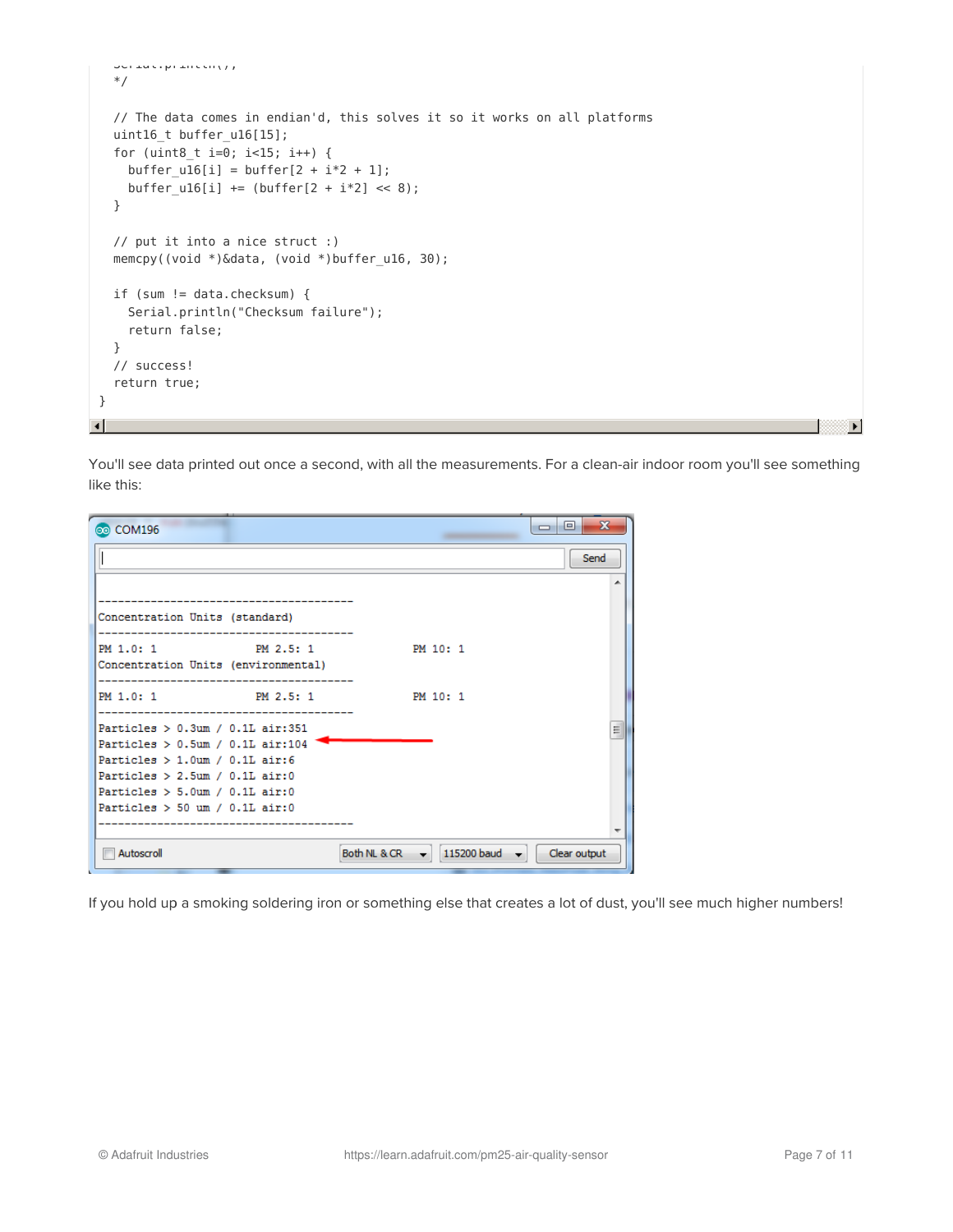```
  Serial.println();
  */

  // The data comes in endian'd, this solves it so it works on all platforms
  uint16_t buffer_u16[15];
  for (uint8_t i=0; i<15; i++) {
    buffer_u16[i] = buffer[2 + i*2 + 1];
    buffer_u16[i] += (buffer[2 + i*2] << 8);
  }

  // put it into a nice struct :)
  memcpy((void *)&data, (void *)buffer_u16, 30);

  if (sum != data.checksum) {
    Serial.println("Checksum failure");
    return false;
  }
  // success!
  return true;
}
```

You'll see data printed out once a second, with all the measurements. For a clean-air indoor room you'll see something like this:

```
---------------------------------------
Concentration Units (standard)
---------------------------------------
PM 1.0: 1               PM 2.5: 1               PM 10: 1
Concentration Units (environmental)
---------------------------------------
PM 1.0: 1               PM 2.5: 1               PM 10: 1
---------------------------------------
Particles > 0.3um / 0.1L air:351
Particles > 0.5um / 0.1L air:104
Particles > 1.0um / 0.1L air:6
Particles > 2.5um / 0.1L air:0
Particles > 5.0um / 0.1L air:0
Particles > 50 um / 0.1L air:0
---------------------------------------
```

If you hold up a smoking soldering iron or something else that creates a lot of dust, you'll see much higher numbers!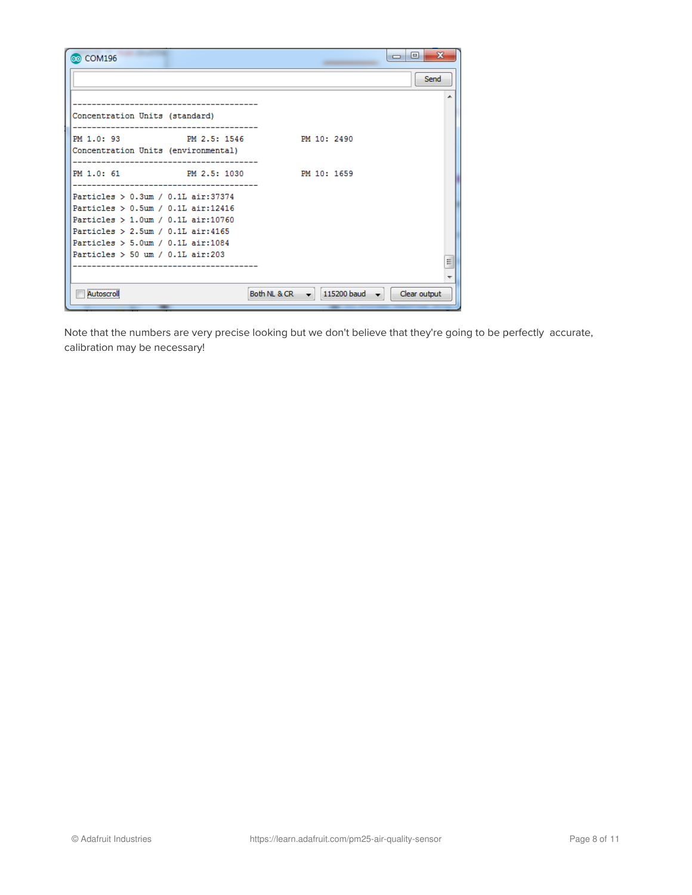```
---------------------------------------
Concentration Units (standard)
---------------------------------------
PM 1.0: 93		PM 2.5: 1546		PM 10: 2490
Concentration Units (environmental)
---------------------------------------
PM 1.0: 61		PM 2.5: 1030		PM 10: 1659
---------------------------------------
Particles > 0.3um / 0.1L air:37374
Particles > 0.5um / 0.1L air:12416
Particles > 1.0um / 0.1L air:10760
Particles > 2.5um / 0.1L air:4165
Particles > 5.0um / 0.1L air:1084
Particles > 50 um / 0.1L air:203
---------------------------------------
```

Note that the numbers are very precise looking but we don't believe that they're going to be perfectly accurate, calibration may be necessary!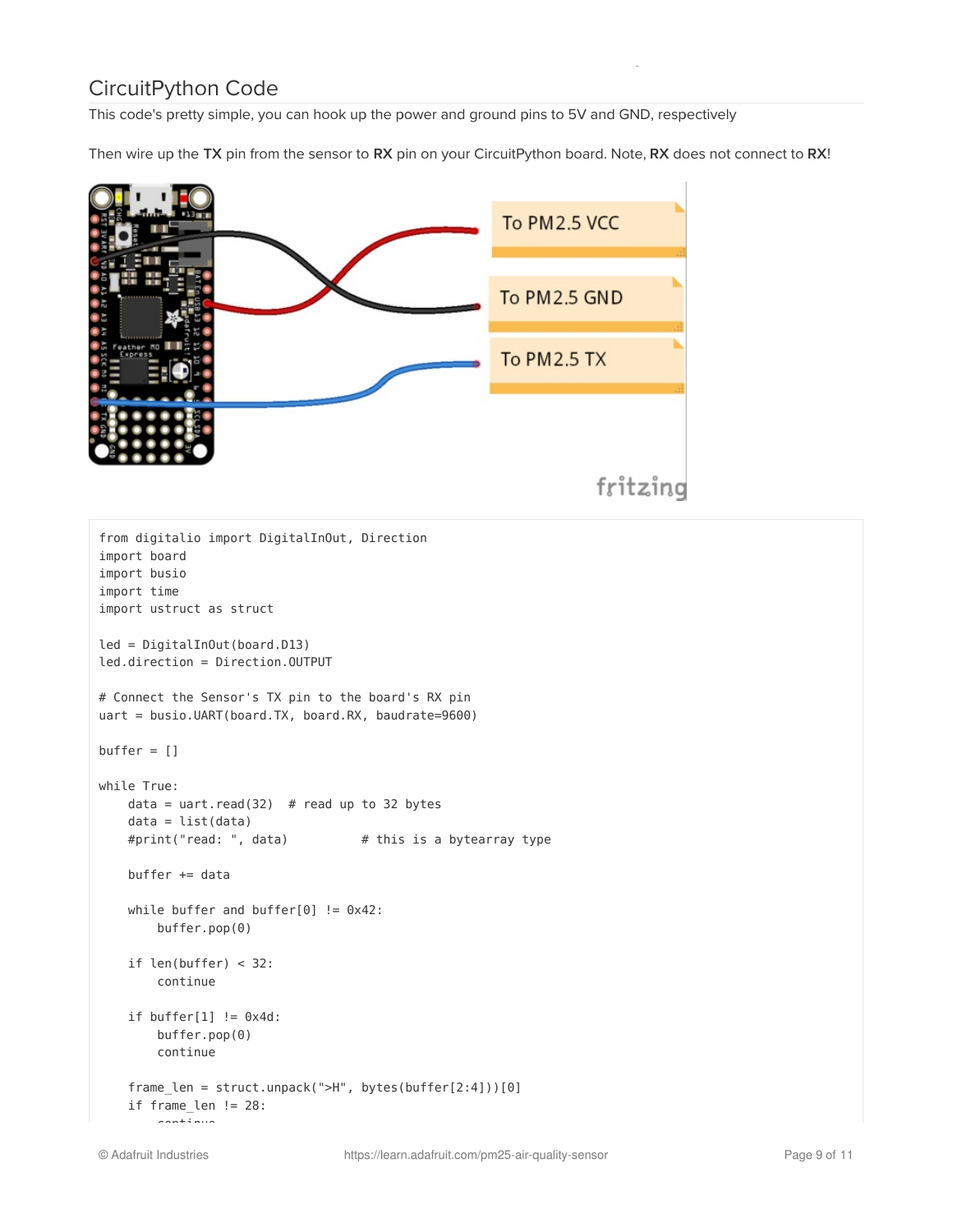## CircuitPython Code

This code's pretty simple, you can hook up the power and ground pins to 5V and GND, respectively

Then wire up the **TX** pin from the sensor to **RX** pin on your CircuitPython board. Note, **RX** does not connect to **RX**!

```
from digitalio import DigitalInOut, Direction
import board
import busio
import time
import ustruct as struct

led = DigitalInOut(board.D13)
led.direction = Direction.OUTPUT

# Connect the Sensor's TX pin to the board's RX pin
uart = busio.UART(board.TX, board.RX, baudrate=9600)

buffer = []

while True:
    data = uart.read(32)  # read up to 32 bytes
    data = list(data)
    #print("read: ", data)          # this is a bytearray type

    buffer += data

    while buffer and buffer[0] != 0x42:
        buffer.pop(0)

    if len(buffer) < 32:
        continue

    if buffer[1] != 0x4d:
        buffer.pop(0)
        continue

    frame_len = struct.unpack(">H", bytes(buffer[2:4]))[0]
    if frame_len != 28:
        continue
```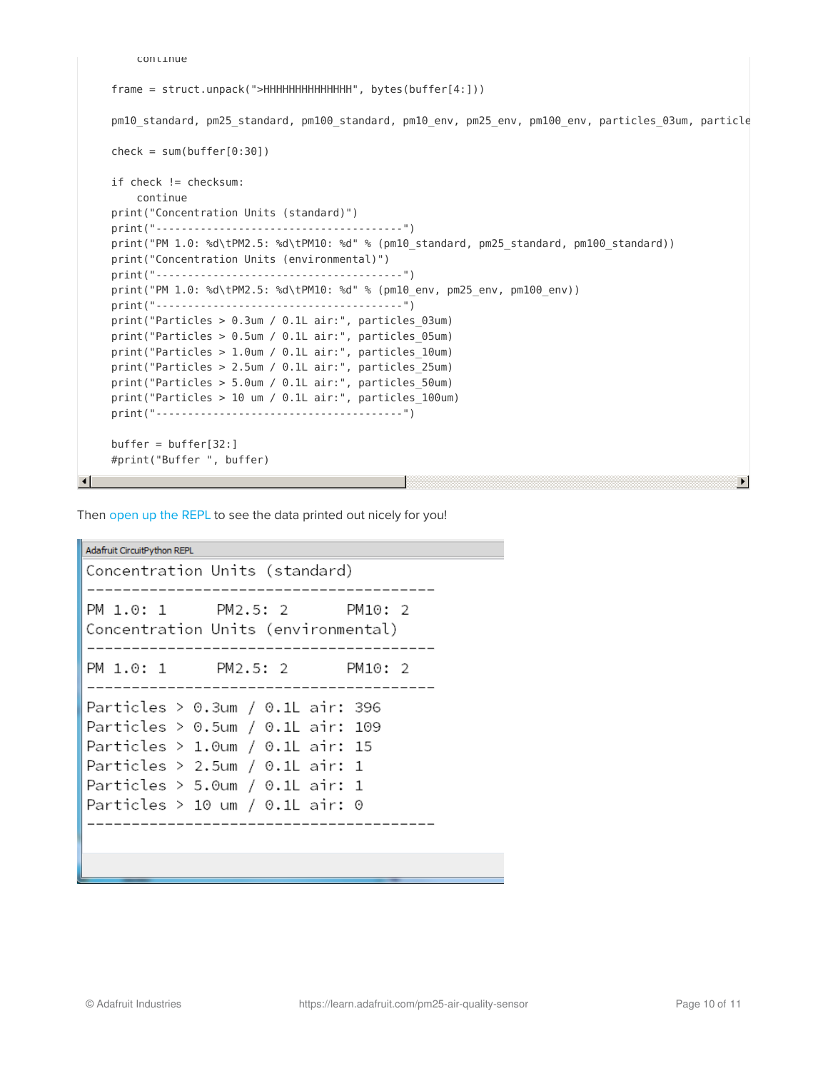```
        continue

    frame = struct.unpack(">HHHHHHHHHHHHHH", bytes(buffer[4:]))

    pm10_standard, pm25_standard, pm100_standard, pm10_env, pm25_env, pm100_env, particles_03um, particle

    check = sum(buffer[0:30])

    if check != checksum:
        continue
    print("Concentration Units (standard)")
    print("---------------------------------------")
    print("PM 1.0: %d\tPM2.5: %d\tPM10: %d" % (pm10_standard, pm25_standard, pm100_standard))
    print("Concentration Units (environmental)")
    print("---------------------------------------")
    print("PM 1.0: %d\tPM2.5: %d\tPM10: %d" % (pm10_env, pm25_env, pm100_env))
    print("---------------------------------------")
    print("Particles > 0.3um / 0.1L air:", particles_03um)
    print("Particles > 0.5um / 0.1L air:", particles_05um)
    print("Particles > 1.0um / 0.1L air:", particles_10um)
    print("Particles > 2.5um / 0.1L air:", particles_25um)
    print("Particles > 5.0um / 0.1L air:", particles_50um)
    print("Particles > 10 um / 0.1L air:", particles_100um)
    print("---------------------------------------")

    buffer = buffer[32:]
    #print("Buffer ", buffer)
```

Then open up the REPL to see the data printed out nicely for you!

```
Adafruit CircuitPython REPL
Concentration Units (standard)
---------------------------------------
PM 1.0: 1       PM2.5: 2        PM10: 2
Concentration Units (environmental)
---------------------------------------
PM 1.0: 1       PM2.5: 2        PM10: 2
---------------------------------------
Particles > 0.3um / 0.1L air: 396
Particles > 0.5um / 0.1L air: 109
Particles > 1.0um / 0.1L air: 15
Particles > 2.5um / 0.1L air: 1
Particles > 5.0um / 0.1L air: 1
Particles > 10 um / 0.1L air: 0
---------------------------------------
```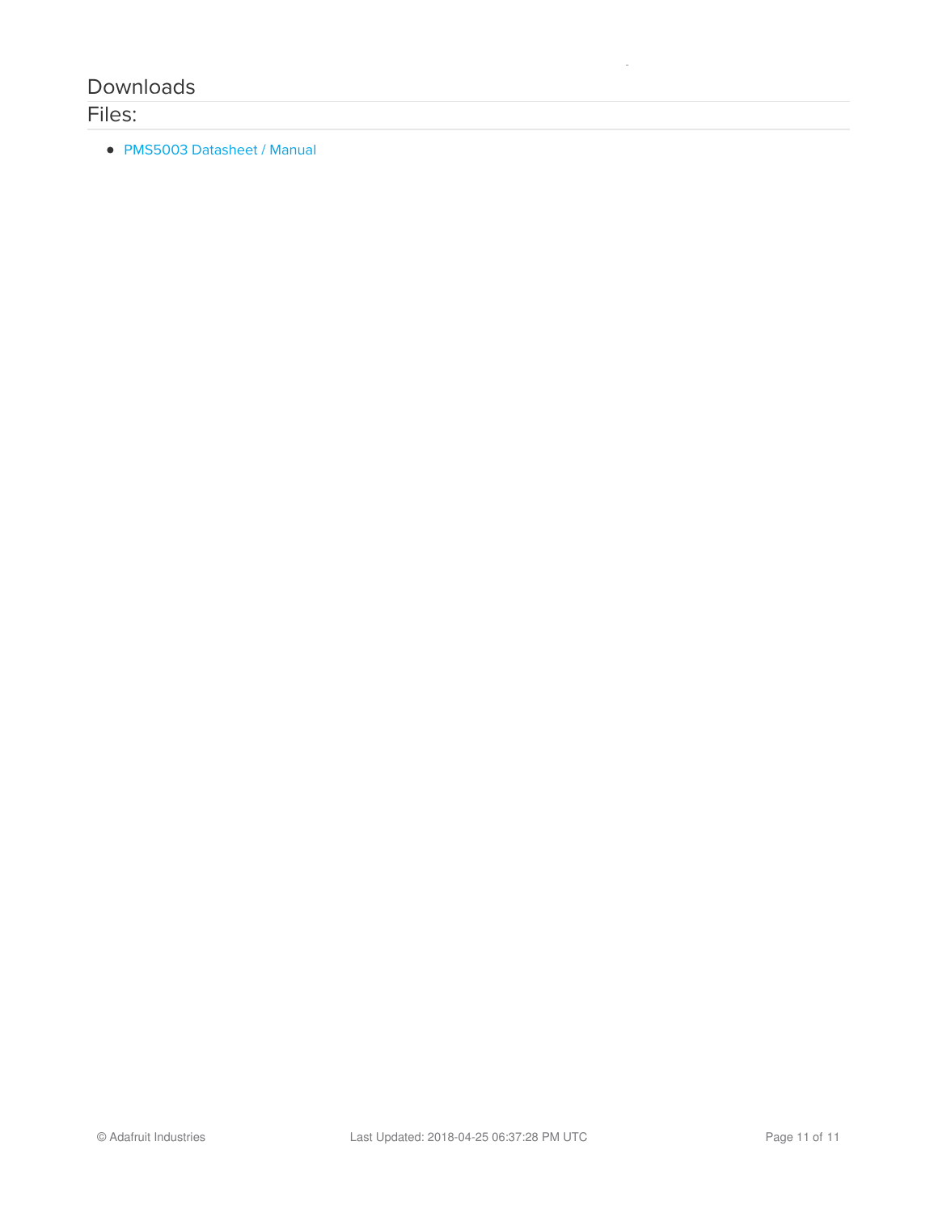# Downloads

## Files:

- PMS5003 Datasheet / Manual